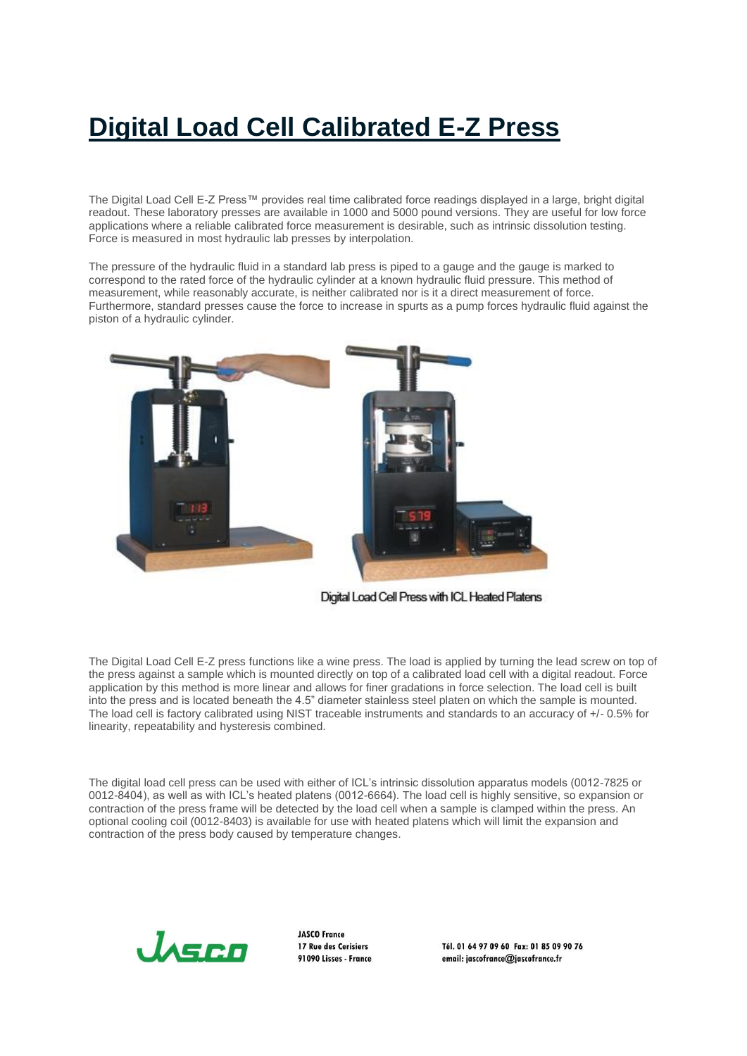# Digital Load Cell Calibrated E-Z Press

The Digital Load Cell E-Z Press™ provides real time calibrated force readings displayed in a large, bright digital readout. These laboratory presses are available in 1000 and 5000 pound versions. They are useful for low force applications where a reliable calibrated force measurement is desirable, such as intrinsic dissolution testing. Force is measured in most hydraulic lab presses by interpolation.

The pressure of the hydraulic fluid in a standard lab press is piped to a gauge and the gauge is marked to correspond to the rated force of the hydraulic cylinder at a known hydraulic fluid pressure. This method of measurement, while reasonably accurate, is neither calibrated nor is it a direct measurement of force. Furthermore, standard presses cause the force to increase in spurts as a pump forces hydraulic fluid against the piston of a hydraulic cylinder.

Digital Load Cell Press with ICL Heated Platens

The Digital Load Cell E-Z press functions like a wine press. The load is applied by turning the lead screw on top of the press against a sample which is mounted directly on top of a calibrated load cell with a digital readout. Force application by this method is more linear and allows for finer gradations in force selection. The load cell is built into the press and is located beneath the 4.5" diameter stainless steel platen on which the sample is mounted. The load cell is factory calibrated using NIST traceable instruments and standards to an accuracy of +/- 0.5% for linearity, repeatability and hysteresis combined.

The digital load cell press can be used with either of ICL's intrinsic dissolution apparatus models (0012-7825 or 0012-8404), as well as with ICL's heated platens (0012-6664). The load cell is highly sensitive, so expansion or contraction of the press frame will be detected by the load cell when a sample is clamped within the press. An optional cooling coil (0012-8403) is available for use with heated platens which will limit the expansion and contraction of the press body caused by temperature changes.

JASCO France
17 Rue des Cerisiers
91090 Lisses - France

Tél. 01 64 97 09 60 Fax: 01 85 09 90 76
email: jascofrance@jascofrance.fr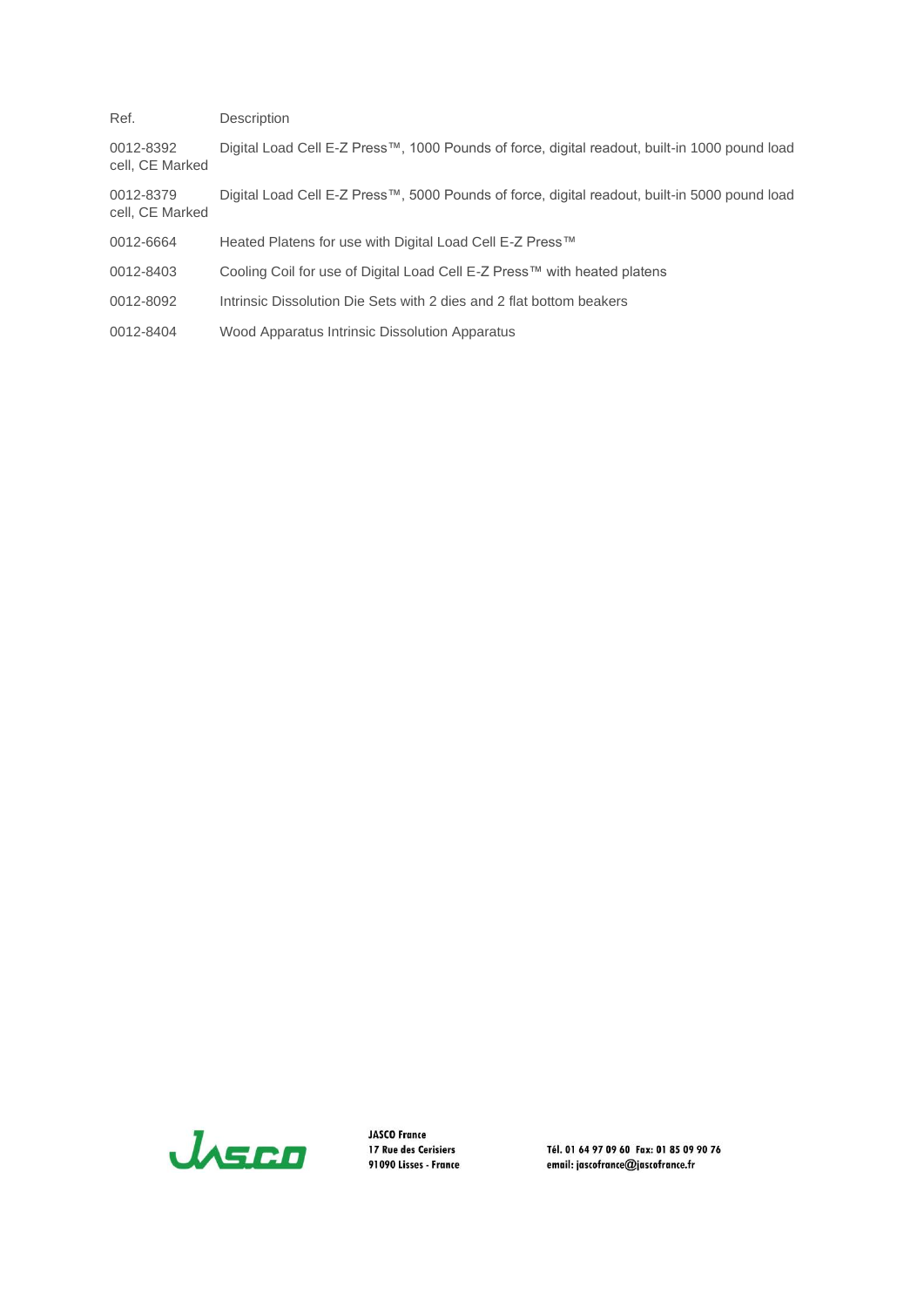| Ref. | Description |
| --- | --- |
| 0012-8392 | Digital Load Cell E-Z Press™, 1000 Pounds of force, digital readout, built-in 1000 pound load cell, CE Marked |
| 0012-8379 | Digital Load Cell E-Z Press™, 5000 Pounds of force, digital readout, built-in 5000 pound load cell, CE Marked |
| 0012-6664 | Heated Platens for use with Digital Load Cell E-Z Press™ |
| 0012-8403 | Cooling Coil for use of Digital Load Cell E-Z Press™ with heated platens |
| 0012-8092 | Intrinsic Dissolution Die Sets with 2 dies and 2 flat bottom beakers |
| 0012-8404 | Wood Apparatus Intrinsic Dissolution Apparatus |

JASCO France
17 Rue des Cerisiers
91090 Lisses - France

Tél. 01 64 97 09 60 Fax: 01 85 09 90 76
email: jascofrance@jascofrance.fr